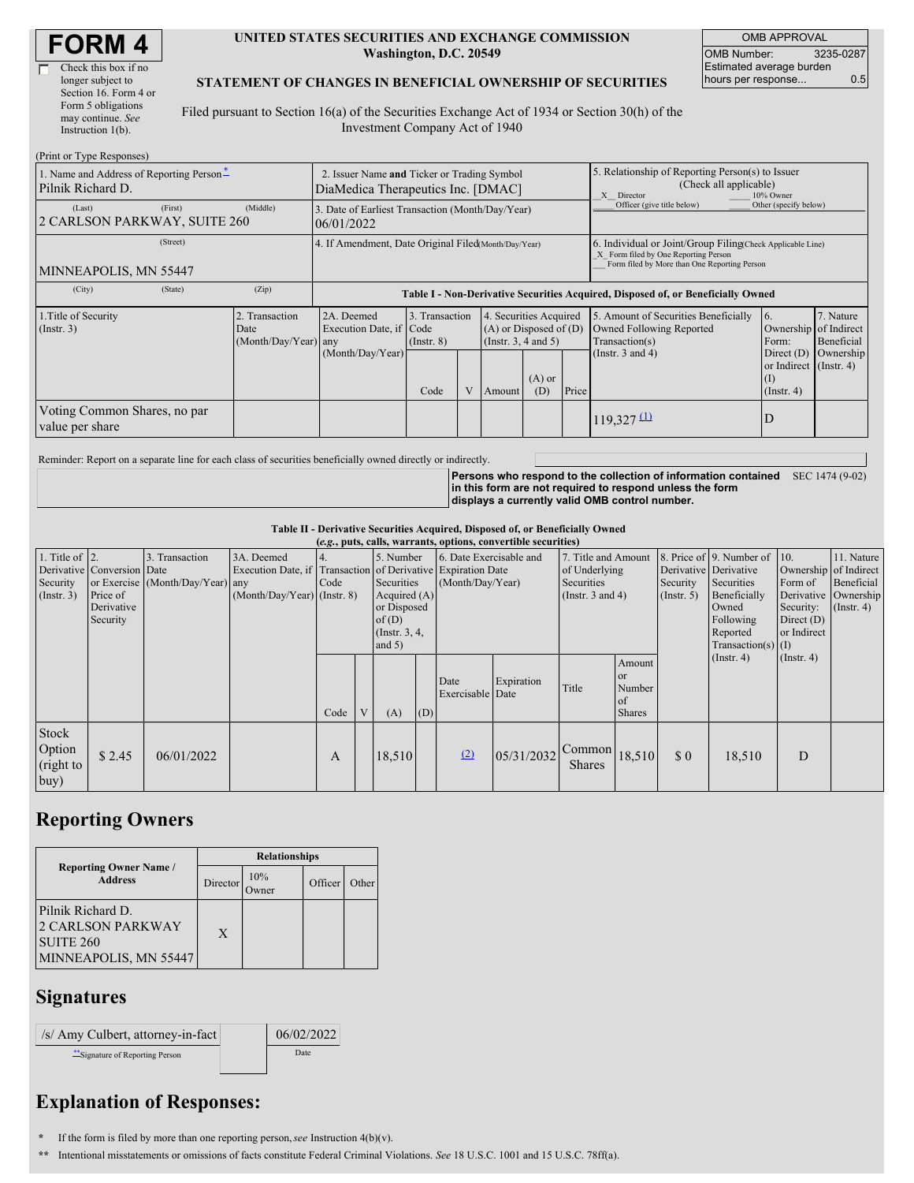# FORM 4

☐ Check this box if no longer subject to Section 16. Form 4 or Form 5 obligations may continue. *See* Instruction 1(b).

**UNITED STATES SECURITIES AND EXCHANGE COMMISSION**
**Washington, D.C. 20549**

**STATEMENT OF CHANGES IN BENEFICIAL OWNERSHIP OF SECURITIES**

Filed pursuant to Section 16(a) of the Securities Exchange Act of 1934 or Section 30(h) of the Investment Company Act of 1940

| OMB APPROVAL | |
|---|---|
| OMB Number: | 3235-0287 |
| Estimated average burden hours per response... | 0.5 |

(Print or Type Responses)

| 1. Name and Address of Reporting Person* | 2. Issuer Name **and** Ticker or Trading Symbol | 5. Relationship of Reporting Person(s) to Issuer (Check all applicable) |
|---|---|---|
| Pilnik Richard D. | DiaMedica Therapeutics Inc. [DMAC] | X Director ___ 10% Owner ___ Officer (give title below) ___ Other (specify below) |
| (Last) (First) (Middle) 2 CARLSON PARKWAY, SUITE 260 | 3. Date of Earliest Transaction (Month/Day/Year) 06/01/2022 | |
| (Street) MINNEAPOLIS, MN 55447 | 4. If Amendment, Date Original Filed (Month/Day/Year) | 6. Individual or Joint/Group Filing (Check Applicable Line) X Form filed by One Reporting Person ___ Form filed by More than One Reporting Person |
| (City) (State) (Zip) | | |

**Table I - Non-Derivative Securities Acquired, Disposed of, or Beneficially Owned**

| 1.Title of Security (Instr. 3) | 2. Transaction Date (Month/Day/Year) | 2A. Deemed Execution Date, if any (Month/Day/Year) | 3. Transaction Code (Instr. 8) | | 4. Securities Acquired (A) or Disposed of (D) (Instr. 3, 4 and 5) | | | 5. Amount of Securities Beneficially Owned Following Reported Transaction(s) (Instr. 3 and 4) | 6. Ownership Form: Direct (D) or Indirect (I) (Instr. 4) | 7. Nature of Indirect Beneficial Ownership (Instr. 4) |
|---|---|---|---|---|---|---|---|---|---|---|
| | | | Code | V | Amount | (A) or (D) | Price | | | |
| Voting Common Shares, no par value per share | | | | | | | | 119,327 (1) | D | |

Reminder: Report on a separate line for each class of securities beneficially owned directly or indirectly.

**Persons who respond to the collection of information contained in this form are not required to respond unless the form displays a currently valid OMB control number.** SEC 1474 (9-02)

**Table II - Derivative Securities Acquired, Disposed of, or Beneficially Owned**
**(*e.g.*, puts, calls, warrants, options, convertible securities)**

| 1. Title of Derivative Security (Instr. 3) | 2. Conversion or Exercise Price of Derivative Security | 3. Transaction Date (Month/Day/Year) | 3A. Deemed Execution Date, if any (Month/Day/Year) | 4. Transaction Code (Instr. 8) | | 5. Number of Derivative Securities Acquired (A) or Disposed of (D) (Instr. 3, 4, and 5) | | 6. Date Exercisable and Expiration Date (Month/Day/Year) | | 7. Title and Amount of Underlying Securities (Instr. 3 and 4) | | 8. Price of Derivative Security (Instr. 5) | 9. Number of Derivative Securities Beneficially Owned Following Reported Transaction(s) (Instr. 4) | 10. Ownership Form of Derivative Security: Direct (D) or Indirect (I) (Instr. 4) | 11. Nature of Indirect Beneficial Ownership (Instr. 4) |
|---|---|---|---|---|---|---|---|---|---|---|---|---|---|---|---|
| | | | | Code | V | (A) | (D) | Date Exercisable | Expiration Date | Title | Amount or Number of Shares | | | | |
| Stock Option (right to buy) | $ 2.45 | 06/01/2022 | | A | | 18,510 | | (2) | 05/31/2032 | Common Shares | 18,510 | $ 0 | 18,510 | D | |

## Reporting Owners

| Reporting Owner Name / Address | Relationships | | | |
|---|---|---|---|---|
| | Director | 10% Owner | Officer | Other |
| Pilnik Richard D. 2 CARLSON PARKWAY SUITE 260 MINNEAPOLIS, MN 55447 | X | | | |

## Signatures

| /s/ Amy Culbert, attorney-in-fact | 06/02/2022 |
|---|---|
| **Signature of Reporting Person | Date |

## Explanation of Responses:

\* If the form is filed by more than one reporting person, *see* Instruction 4(b)(v).

\** Intentional misstatements or omissions of facts constitute Federal Criminal Violations. *See* 18 U.S.C. 1001 and 15 U.S.C. 78ff(a).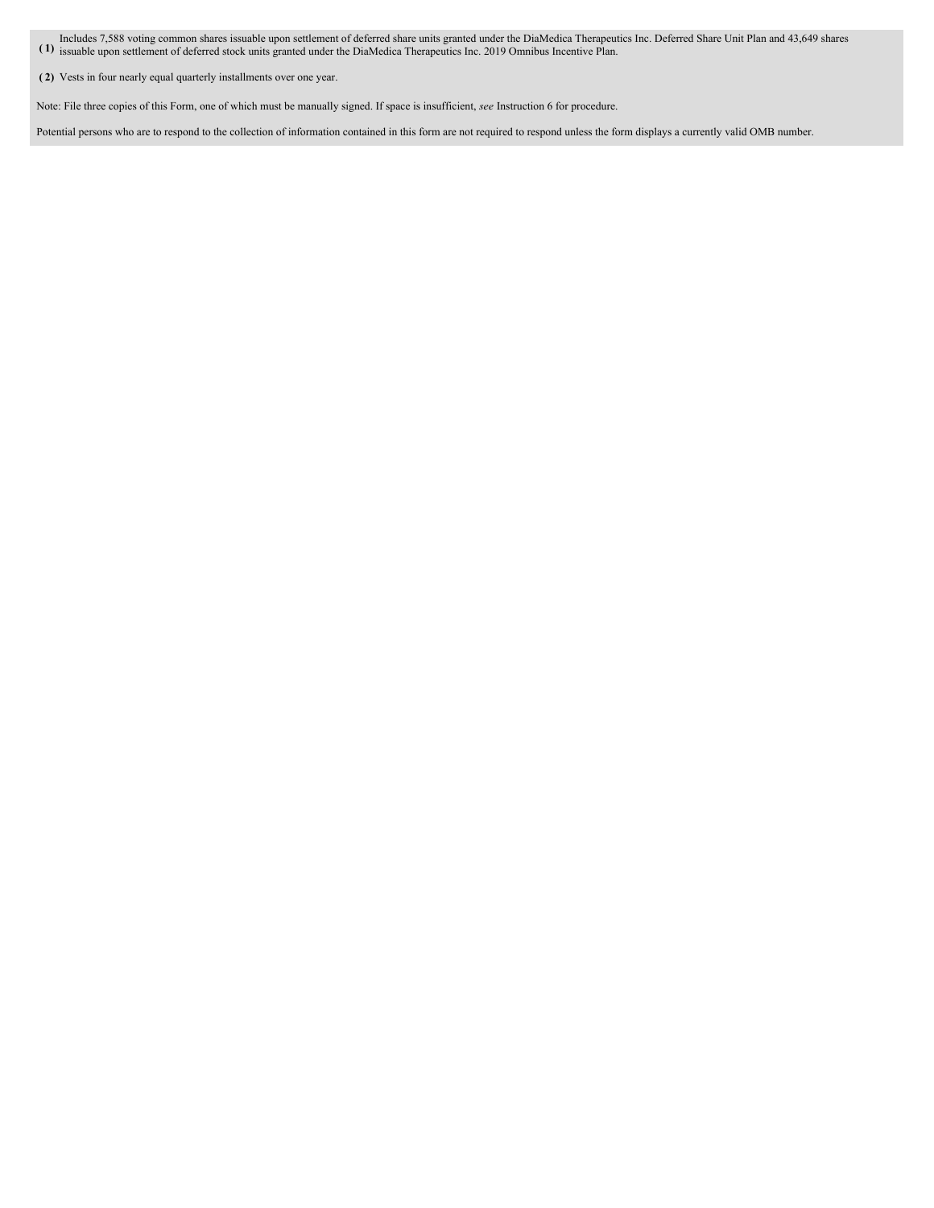(1) Includes 7,588 voting common shares issuable upon settlement of deferred share units granted under the DiaMedica Therapeutics Inc. Deferred Share Unit Plan and 43,649 shares issuable upon settlement of deferred stock units granted under the DiaMedica Therapeutics Inc. 2019 Omnibus Incentive Plan.

(2) Vests in four nearly equal quarterly installments over one year.

Note: File three copies of this Form, one of which must be manually signed. If space is insufficient, *see* Instruction 6 for procedure.

Potential persons who are to respond to the collection of information contained in this form are not required to respond unless the form displays a currently valid OMB number.